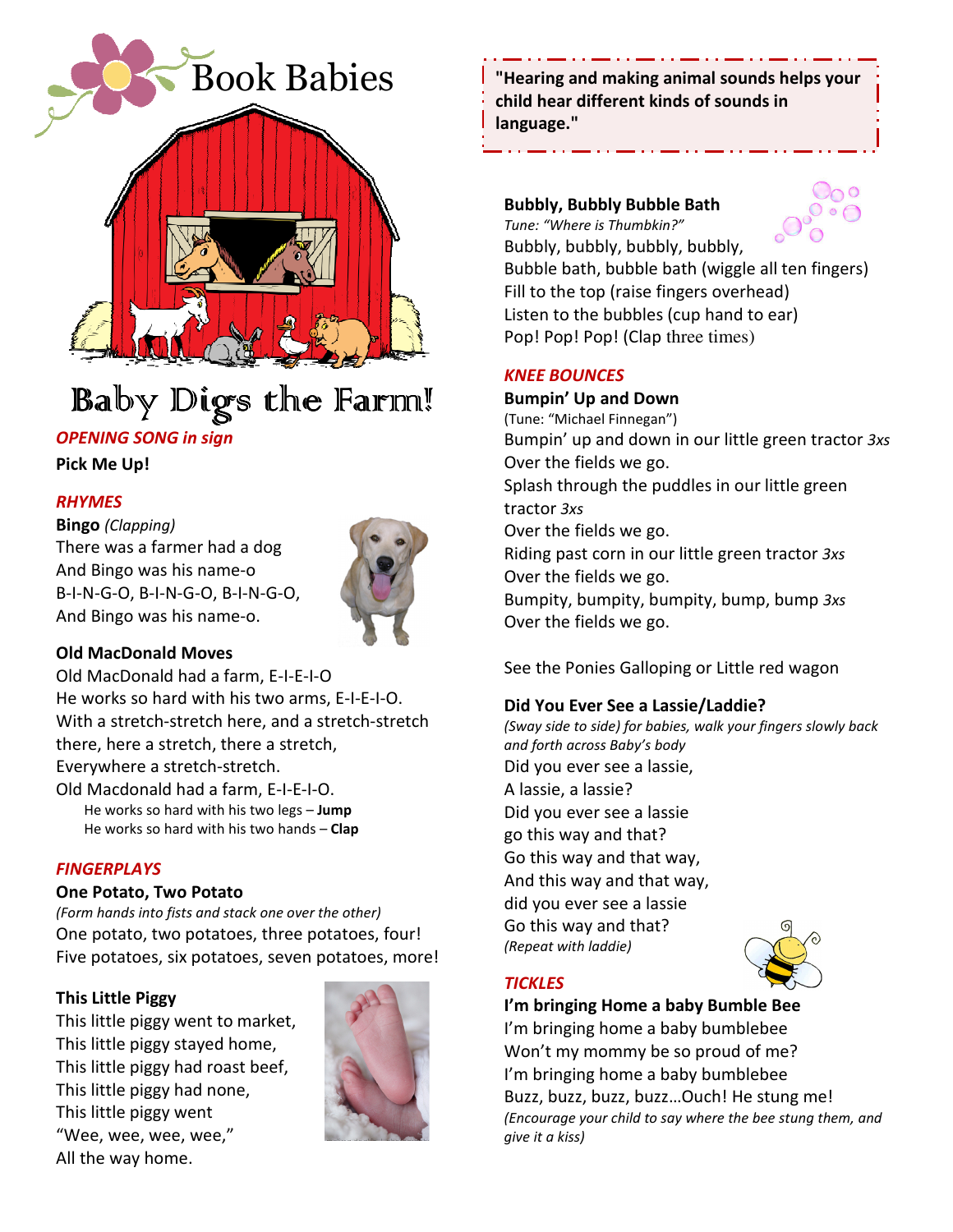# Book Babies

# Baby Digs the Farm!

***OPENING SONG in sign***

**Pick Me Up!**

***RHYMES***

**Bingo** *(Clapping)*
There was a farmer had a dog
And Bingo was his name-o
B-I-N-G-O, B-I-N-G-O, B-I-N-G-O,
And Bingo was his name-o.

**Old MacDonald Moves**
Old MacDonald had a farm, E-I-E-I-O
He works so hard with his two arms, E-I-E-I-O.
With a stretch-stretch here, and a stretch-stretch there, here a stretch, there a stretch,
Everywhere a stretch-stretch.
Old Macdonald had a farm, E-I-E-I-O.
He works so hard with his two legs – **Jump**
He works so hard with his two hands – **Clap**

***FINGERPLAYS***

**One Potato, Two Potato**
*(Form hands into fists and stack one over the other)*
One potato, two potatoes, three potatoes, four!
Five potatoes, six potatoes, seven potatoes, more!

**This Little Piggy**
This little piggy went to market,
This little piggy stayed home,
This little piggy had roast beef,
This little piggy had none,
This little piggy went
"Wee, wee, wee, wee,"
All the way home.

**"Hearing and making animal sounds helps your child hear different kinds of sounds in language."**

**Bubbly, Bubbly Bubble Bath**
*Tune: "Where is Thumbkin?"*
Bubbly, bubbly, bubbly, bubbly,
Bubble bath, bubble bath (wiggle all ten fingers)
Fill to the top (raise fingers overhead)
Listen to the bubbles (cup hand to ear)
Pop! Pop! Pop! (Clap three times)

***KNEE BOUNCES***

**Bumpin' Up and Down**
(Tune: "Michael Finnegan")
Bumpin' up and down in our little green tractor *3xs*
Over the fields we go.
Splash through the puddles in our little green tractor *3xs*
Over the fields we go.
Riding past corn in our little green tractor *3xs*
Over the fields we go.
Bumpity, bumpity, bumpity, bump, bump *3xs*
Over the fields we go.

See the Ponies Galloping or Little red wagon

**Did You Ever See a Lassie/Laddie?**
*(Sway side to side) for babies, walk your fingers slowly back and forth across Baby's body*
Did you ever see a lassie,
A lassie, a lassie?
Did you ever see a lassie
go this way and that?
Go this way and that way,
And this way and that way,
did you ever see a lassie
Go this way and that?
*(Repeat with laddie)*

***TICKLES***

**I'm bringing Home a baby Bumble Bee**
I'm bringing home a baby bumblebee
Won't my mommy be so proud of me?
I'm bringing home a baby bumblebee
Buzz, buzz, buzz, buzz…Ouch! He stung me!
*(Encourage your child to say where the bee stung them, and give it a kiss)*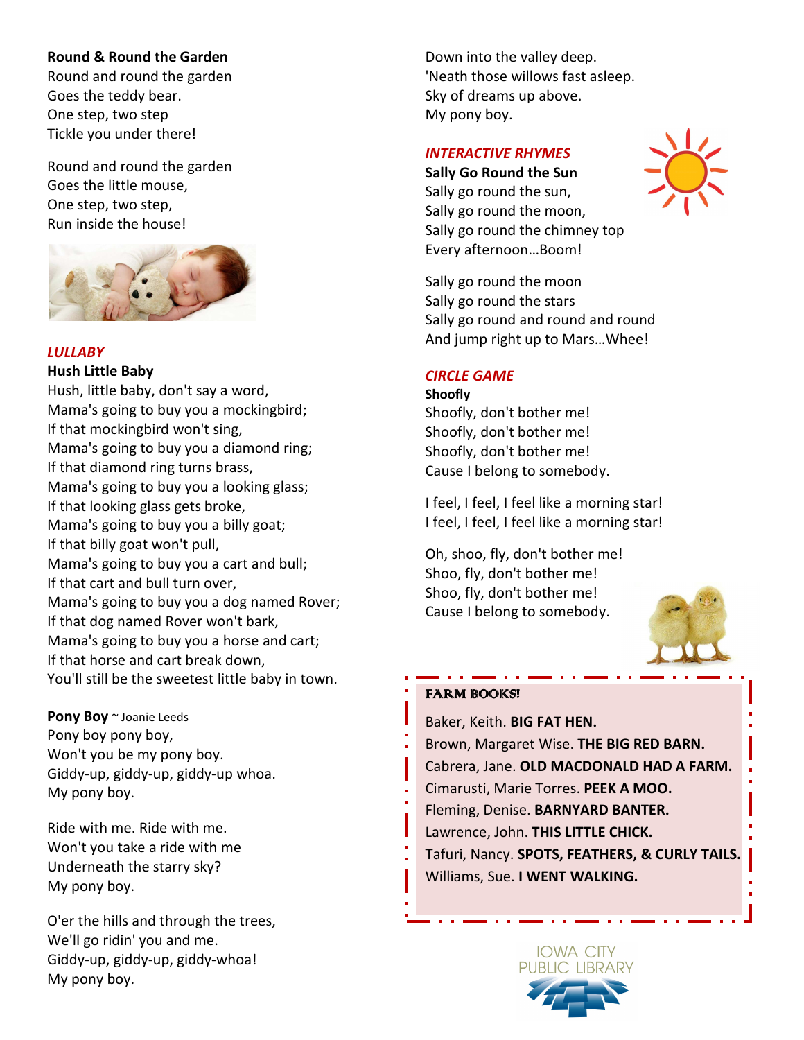**Round & Round the Garden**

Round and round the garden
Goes the teddy bear.
One step, two step
Tickle you under there!

Round and round the garden
Goes the little mouse,
One step, two step,
Run inside the house!

*LULLABY*

**Hush Little Baby**

Hush, little baby, don't say a word,
Mama's going to buy you a mockingbird;
If that mockingbird won't sing,
Mama's going to buy you a diamond ring;
If that diamond ring turns brass,
Mama's going to buy you a looking glass;
If that looking glass gets broke,
Mama's going to buy you a billy goat;
If that billy goat won't pull,
Mama's going to buy you a cart and bull;
If that cart and bull turn over,
Mama's going to buy you a dog named Rover;
If that dog named Rover won't bark,
Mama's going to buy you a horse and cart;
If that horse and cart break down,
You'll still be the sweetest little baby in town.

**Pony Boy** ~ Joanie Leeds

Pony boy pony boy,
Won't you be my pony boy.
Giddy-up, giddy-up, giddy-up whoa.
My pony boy.

Ride with me. Ride with me.
Won't you take a ride with me
Underneath the starry sky?
My pony boy.

O'er the hills and through the trees,
We'll go ridin' you and me.
Giddy-up, giddy-up, giddy-whoa!
My pony boy.

Down into the valley deep.
'Neath those willows fast asleep.
Sky of dreams up above.
My pony boy.

*INTERACTIVE RHYMES*

**Sally Go Round the Sun**

Sally go round the sun,
Sally go round the moon,
Sally go round the chimney top
Every afternoon…Boom!

Sally go round the moon
Sally go round the stars
Sally go round and round and round
And jump right up to Mars…Whee!

*CIRCLE GAME*

**Shoofly**

Shoofly, don't bother me!
Shoofly, don't bother me!
Shoofly, don't bother me!
Cause I belong to somebody.

I feel, I feel, I feel like a morning star!
I feel, I feel, I feel like a morning star!

Oh, shoo, fly, don't bother me!
Shoo, fly, don't bother me!
Shoo, fly, don't bother me!
Cause I belong to somebody.

**FARM BOOKS!**

Baker, Keith. **BIG FAT HEN.**
Brown, Margaret Wise. **THE BIG RED BARN.**
Cabrera, Jane. **OLD MACDONALD HAD A FARM.**
Cimarusti, Marie Torres. **PEEK A MOO.**
Fleming, Denise. **BARNYARD BANTER.**
Lawrence, John. **THIS LITTLE CHICK.**
Tafuri, Nancy. **SPOTS, FEATHERS, & CURLY TAILS.**
Williams, Sue. **I WENT WALKING.**

IOWA CITY PUBLIC LIBRARY